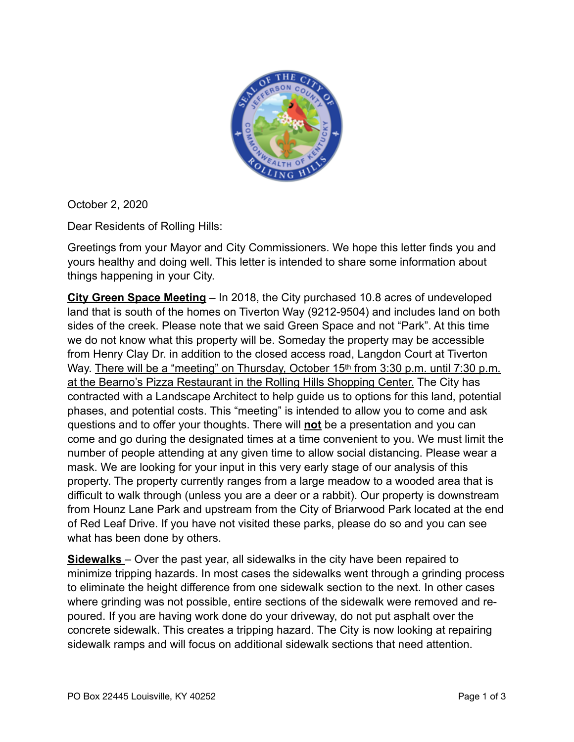October 2, 2020

Dear Residents of Rolling Hills:

Greetings from your Mayor and City Commissioners. We hope this letter finds you and yours healthy and doing well. This letter is intended to share some information about things happening in your City.

<u>**City Green Space Meeting**</u> – In 2018, the City purchased 10.8 acres of undeveloped land that is south of the homes on Tiverton Way (9212-9504) and includes land on both sides of the creek. Please note that we said Green Space and not "Park". At this time we do not know what this property will be. Someday the property may be accessible from Henry Clay Dr. in addition to the closed access road, Langdon Court at Tiverton Way. <u>There will be a "meeting" on Thursday, October 15th from 3:30 p.m. until 7:30 p.m. at the Bearno's Pizza Restaurant in the Rolling Hills Shopping Center.</u> The City has contracted with a Landscape Architect to help guide us to options for this land, potential phases, and potential costs. This "meeting" is intended to allow you to come and ask questions and to offer your thoughts. There will <u>**not**</u> be a presentation and you can come and go during the designated times at a time convenient to you. We must limit the number of people attending at any given time to allow social distancing. Please wear a mask. We are looking for your input in this very early stage of our analysis of this property. The property currently ranges from a large meadow to a wooded area that is difficult to walk through (unless you are a deer or a rabbit). Our property is downstream from Hounz Lane Park and upstream from the City of Briarwood Park located at the end of Red Leaf Drive. If you have not visited these parks, please do so and you can see what has been done by others.

<u>**Sidewalks**</u> – Over the past year, all sidewalks in the city have been repaired to minimize tripping hazards. In most cases the sidewalks went through a grinding process to eliminate the height difference from one sidewalk section to the next. In other cases where grinding was not possible, entire sections of the sidewalk were removed and re-poured. If you are having work done do your driveway, do not put asphalt over the concrete sidewalk. This creates a tripping hazard. The City is now looking at repairing sidewalk ramps and will focus on additional sidewalk sections that need attention.

PO Box 22445 Louisville, KY 40252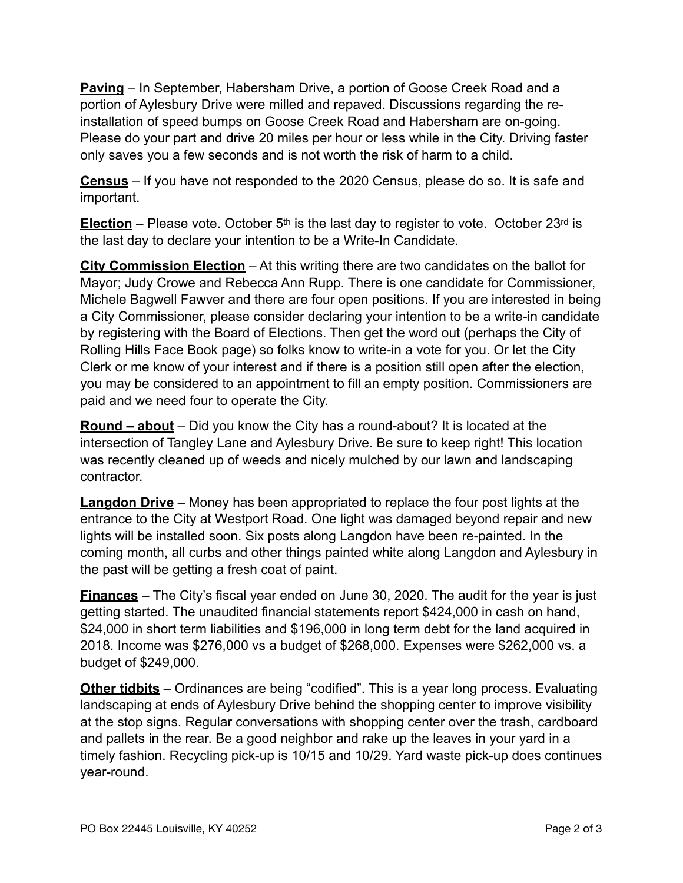**Paving** – In September, Habersham Drive, a portion of Goose Creek Road and a portion of Aylesbury Drive were milled and repaved. Discussions regarding the re-installation of speed bumps on Goose Creek Road and Habersham are on-going. Please do your part and drive 20 miles per hour or less while in the City. Driving faster only saves you a few seconds and is not worth the risk of harm to a child.

**Census** – If you have not responded to the 2020 Census, please do so. It is safe and important.

**Election** – Please vote. October 5th is the last day to register to vote. October 23rd is the last day to declare your intention to be a Write-In Candidate.

**City Commission Election** – At this writing there are two candidates on the ballot for Mayor; Judy Crowe and Rebecca Ann Rupp. There is one candidate for Commissioner, Michele Bagwell Fawver and there are four open positions. If you are interested in being a City Commissioner, please consider declaring your intention to be a write-in candidate by registering with the Board of Elections. Then get the word out (perhaps the City of Rolling Hills Face Book page) so folks know to write-in a vote for you. Or let the City Clerk or me know of your interest and if there is a position still open after the election, you may be considered to an appointment to fill an empty position. Commissioners are paid and we need four to operate the City.

**Round – about** – Did you know the City has a round-about? It is located at the intersection of Tangley Lane and Aylesbury Drive. Be sure to keep right! This location was recently cleaned up of weeds and nicely mulched by our lawn and landscaping contractor.

**Langdon Drive** – Money has been appropriated to replace the four post lights at the entrance to the City at Westport Road. One light was damaged beyond repair and new lights will be installed soon. Six posts along Langdon have been re-painted. In the coming month, all curbs and other things painted white along Langdon and Aylesbury in the past will be getting a fresh coat of paint.

**Finances** – The City's fiscal year ended on June 30, 2020. The audit for the year is just getting started. The unaudited financial statements report $424,000 in cash on hand, $24,000 in short term liabilities and $196,000 in long term debt for the land acquired in 2018. Income was $276,000 vs a budget of $268,000. Expenses were $262,000 vs. a budget of $249,000.

**Other tidbits** – Ordinances are being "codified". This is a year long process. Evaluating landscaping at ends of Aylesbury Drive behind the shopping center to improve visibility at the stop signs. Regular conversations with shopping center over the trash, cardboard and pallets in the rear. Be a good neighbor and rake up the leaves in your yard in a timely fashion. Recycling pick-up is 10/15 and 10/29. Yard waste pick-up does continues year-round.

PO Box 22445 Louisville, KY 40252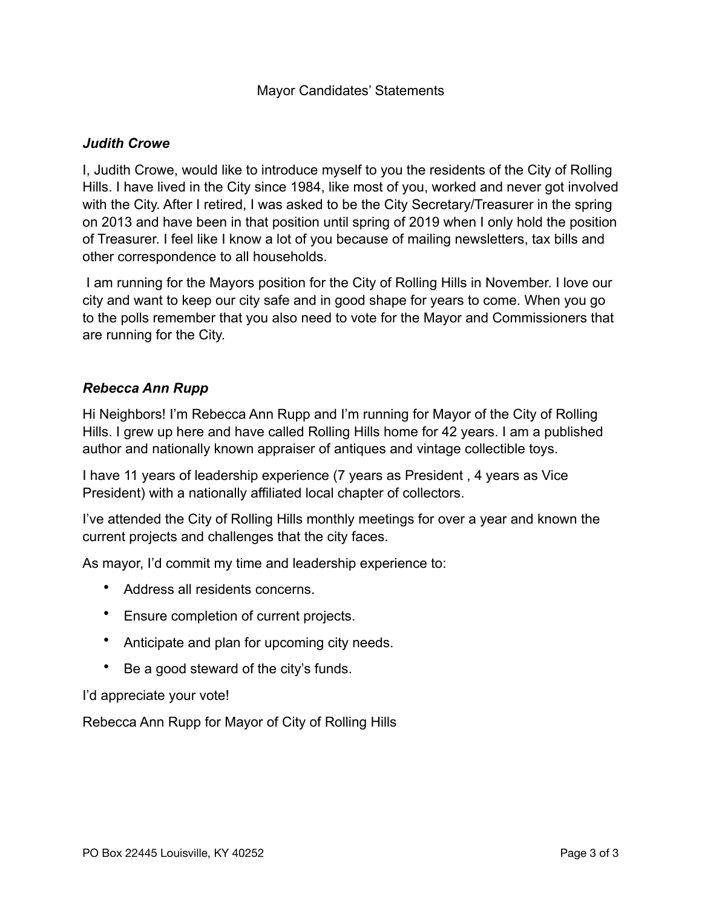# Mayor Candidates' Statements

### *Judith Crowe*

I, Judith Crowe, would like to introduce myself to you the residents of the City of Rolling Hills. I have lived in the City since 1984, like most of you, worked and never got involved with the City. After I retired, I was asked to be the City Secretary/Treasurer in the spring on 2013 and have been in that position until spring of 2019 when I only hold the position of Treasurer. I feel like I know a lot of you because of mailing newsletters, tax bills and other correspondence to all households.

I am running for the Mayors position for the City of Rolling Hills in November. I love our city and want to keep our city safe and in good shape for years to come. When you go to the polls remember that you also need to vote for the Mayor and Commissioners that are running for the City.

### *Rebecca Ann Rupp*

Hi Neighbors! I'm Rebecca Ann Rupp and I'm running for Mayor of the City of Rolling Hills. I grew up here and have called Rolling Hills home for 42 years. I am a published author and nationally known appraiser of antiques and vintage collectible toys.

I have 11 years of leadership experience (7 years as President , 4 years as Vice President) with a nationally affiliated local chapter of collectors.

I've attended the City of Rolling Hills monthly meetings for over a year and known the current projects and challenges that the city faces.

As mayor, I'd commit my time and leadership experience to:

- Address all residents concerns.
- Ensure completion of current projects.
- Anticipate and plan for upcoming city needs.
- Be a good steward of the city's funds.

I'd appreciate your vote!

Rebecca Ann Rupp for Mayor of City of Rolling Hills

PO Box 22445 Louisville, KY 40252